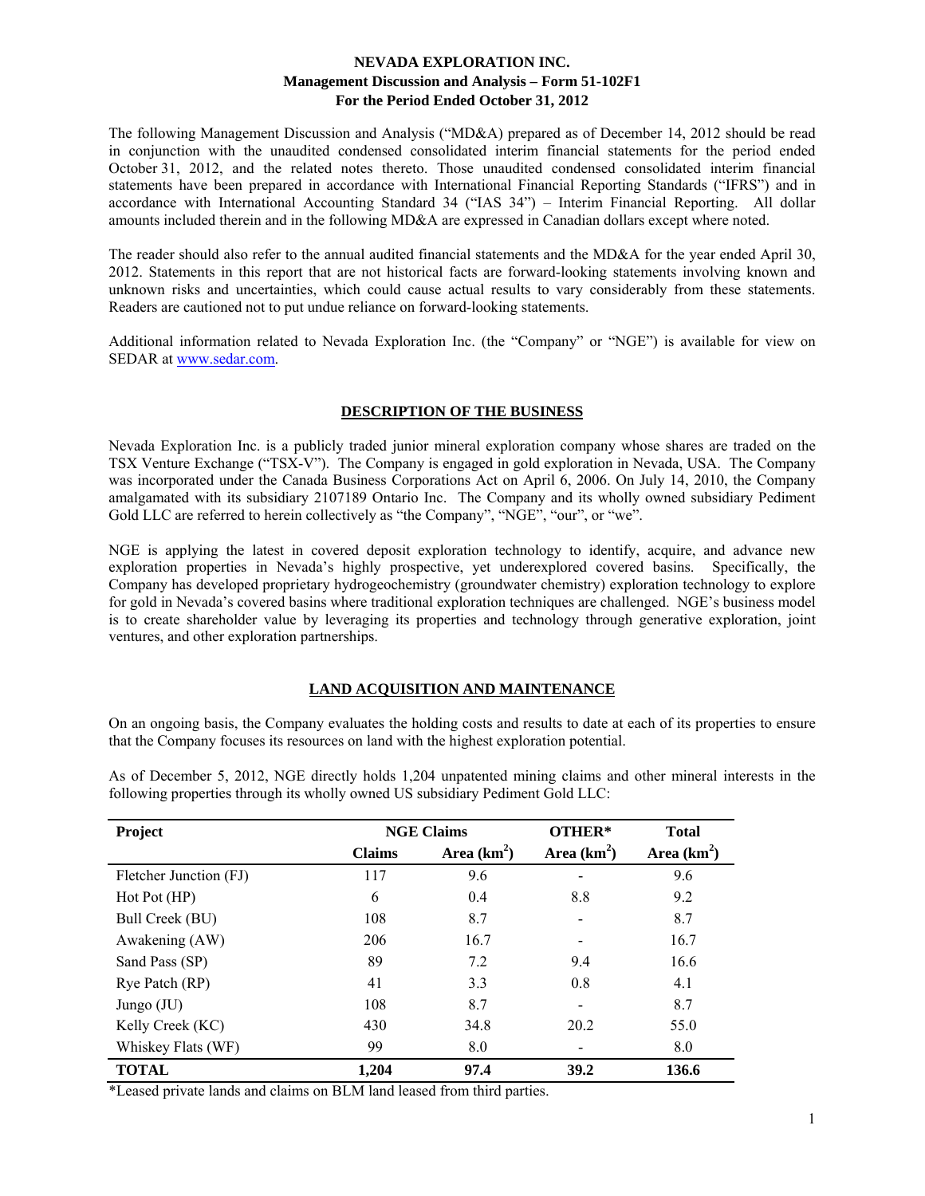# NEVADA EXPLORATION INC.
## Management Discussion and Analysis – Form 51-102F1
## For the Period Ended October 31, 2012

The following Management Discussion and Analysis ("MD&A) prepared as of December 14, 2012 should be read in conjunction with the unaudited condensed consolidated interim financial statements for the period ended October 31, 2012, and the related notes thereto. Those unaudited condensed consolidated interim financial statements have been prepared in accordance with International Financial Reporting Standards ("IFRS") and in accordance with International Accounting Standard 34 ("IAS 34") – Interim Financial Reporting. All dollar amounts included therein and in the following MD&A are expressed in Canadian dollars except where noted.

The reader should also refer to the annual audited financial statements and the MD&A for the year ended April 30, 2012. Statements in this report that are not historical facts are forward-looking statements involving known and unknown risks and uncertainties, which could cause actual results to vary considerably from these statements. Readers are cautioned not to put undue reliance on forward-looking statements.

Additional information related to Nevada Exploration Inc. (the "Company" or "NGE") is available for view on SEDAR at www.sedar.com.

## DESCRIPTION OF THE BUSINESS

Nevada Exploration Inc. is a publicly traded junior mineral exploration company whose shares are traded on the TSX Venture Exchange ("TSX-V"). The Company is engaged in gold exploration in Nevada, USA. The Company was incorporated under the Canada Business Corporations Act on April 6, 2006. On July 14, 2010, the Company amalgamated with its subsidiary 2107189 Ontario Inc. The Company and its wholly owned subsidiary Pediment Gold LLC are referred to herein collectively as "the Company", "NGE", "our", or "we".

NGE is applying the latest in covered deposit exploration technology to identify, acquire, and advance new exploration properties in Nevada's highly prospective, yet underexplored covered basins. Specifically, the Company has developed proprietary hydrogeochemistry (groundwater chemistry) exploration technology to explore for gold in Nevada's covered basins where traditional exploration techniques are challenged. NGE's business model is to create shareholder value by leveraging its properties and technology through generative exploration, joint ventures, and other exploration partnerships.

## LAND ACQUISITION AND MAINTENANCE

On an ongoing basis, the Company evaluates the holding costs and results to date at each of its properties to ensure that the Company focuses its resources on land with the highest exploration potential.

As of December 5, 2012, NGE directly holds 1,204 unpatented mining claims and other mineral interests in the following properties through its wholly owned US subsidiary Pediment Gold LLC:

| Project | NGE Claims | | OTHER* | Total |
|---|---|---|---|---|
| | Claims | Area ($km^2$) | Area ($km^2$) | Area ($km^2$) |
| Fletcher Junction (FJ) | 117 | 9.6 | - | 9.6 |
| Hot Pot (HP) | 6 | 0.4 | 8.8 | 9.2 |
| Bull Creek (BU) | 108 | 8.7 | - | 8.7 |
| Awakening (AW) | 206 | 16.7 | - | 16.7 |
| Sand Pass (SP) | 89 | 7.2 | 9.4 | 16.6 |
| Rye Patch (RP) | 41 | 3.3 | 0.8 | 4.1 |
| Jungo (JU) | 108 | 8.7 | - | 8.7 |
| Kelly Creek (KC) | 430 | 34.8 | 20.2 | 55.0 |
| Whiskey Flats (WF) | 99 | 8.0 | - | 8.0 |
| **TOTAL** | **1,204** | **97.4** | **39.2** | **136.6** |

*Leased private lands and claims on BLM land leased from third parties.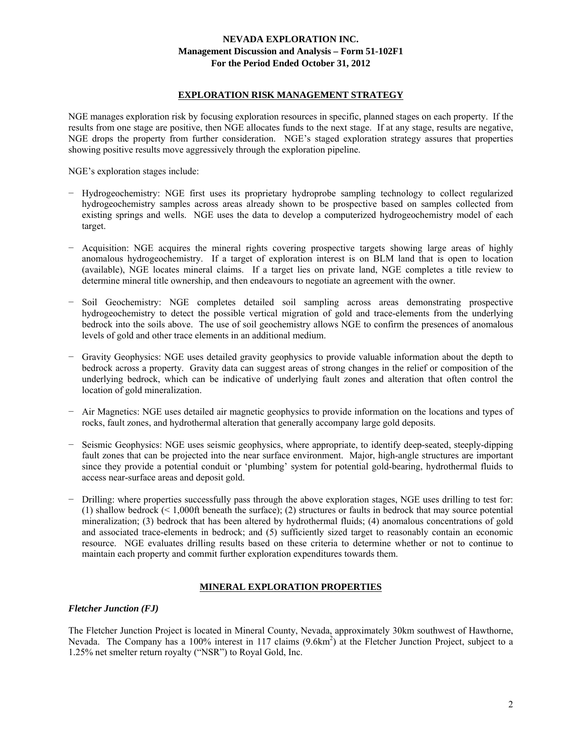## EXPLORATION RISK MANAGEMENT STRATEGY

NGE manages exploration risk by focusing exploration resources in specific, planned stages on each property. If the results from one stage are positive, then NGE allocates funds to the next stage. If at any stage, results are negative, NGE drops the property from further consideration. NGE's staged exploration strategy assures that properties showing positive results move aggressively through the exploration pipeline.

NGE's exploration stages include:

- Hydrogeochemistry: NGE first uses its proprietary hydroprobe sampling technology to collect regularized hydrogeochemistry samples across areas already shown to be prospective based on samples collected from existing springs and wells. NGE uses the data to develop a computerized hydrogeochemistry model of each target.
- Acquisition: NGE acquires the mineral rights covering prospective targets showing large areas of highly anomalous hydrogeochemistry. If a target of exploration interest is on BLM land that is open to location (available), NGE locates mineral claims. If a target lies on private land, NGE completes a title review to determine mineral title ownership, and then endeavours to negotiate an agreement with the owner.
- Soil Geochemistry: NGE completes detailed soil sampling across areas demonstrating prospective hydrogeochemistry to detect the possible vertical migration of gold and trace-elements from the underlying bedrock into the soils above. The use of soil geochemistry allows NGE to confirm the presences of anomalous levels of gold and other trace elements in an additional medium.
- Gravity Geophysics: NGE uses detailed gravity geophysics to provide valuable information about the depth to bedrock across a property. Gravity data can suggest areas of strong changes in the relief or composition of the underlying bedrock, which can be indicative of underlying fault zones and alteration that often control the location of gold mineralization.
- Air Magnetics: NGE uses detailed air magnetic geophysics to provide information on the locations and types of rocks, fault zones, and hydrothermal alteration that generally accompany large gold deposits.
- Seismic Geophysics: NGE uses seismic geophysics, where appropriate, to identify deep-seated, steeply-dipping fault zones that can be projected into the near surface environment. Major, high-angle structures are important since they provide a potential conduit or 'plumbing' system for potential gold-bearing, hydrothermal fluids to access near-surface areas and deposit gold.
- Drilling: where properties successfully pass through the above exploration stages, NGE uses drilling to test for: (1) shallow bedrock (< 1,000ft beneath the surface); (2) structures or faults in bedrock that may source potential mineralization; (3) bedrock that has been altered by hydrothermal fluids; (4) anomalous concentrations of gold and associated trace-elements in bedrock; and (5) sufficiently sized target to reasonably contain an economic resource. NGE evaluates drilling results based on these criteria to determine whether or not to continue to maintain each property and commit further exploration expenditures towards them.

## MINERAL EXPLORATION PROPERTIES

### *Fletcher Junction (FJ)*

The Fletcher Junction Project is located in Mineral County, Nevada, approximately 30km southwest of Hawthorne, Nevada. The Company has a 100% interest in 117 claims (9.6km$^2$) at the Fletcher Junction Project, subject to a 1.25% net smelter return royalty ("NSR") to Royal Gold, Inc.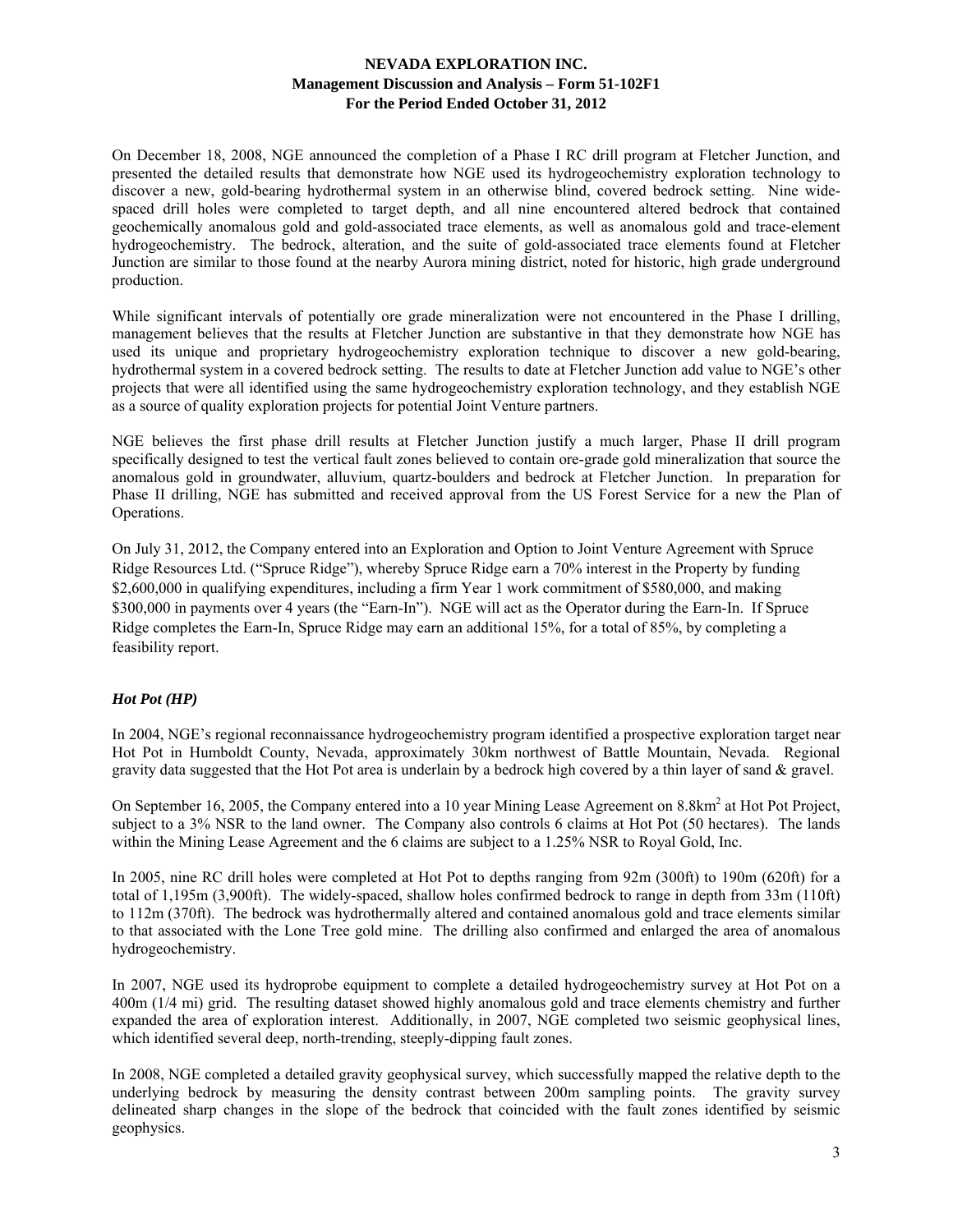On December 18, 2008, NGE announced the completion of a Phase I RC drill program at Fletcher Junction, and presented the detailed results that demonstrate how NGE used its hydrogeochemistry exploration technology to discover a new, gold-bearing hydrothermal system in an otherwise blind, covered bedrock setting. Nine wide-spaced drill holes were completed to target depth, and all nine encountered altered bedrock that contained geochemically anomalous gold and gold-associated trace elements, as well as anomalous gold and trace-element hydrogeochemistry. The bedrock, alteration, and the suite of gold-associated trace elements found at Fletcher Junction are similar to those found at the nearby Aurora mining district, noted for historic, high grade underground production.

While significant intervals of potentially ore grade mineralization were not encountered in the Phase I drilling, management believes that the results at Fletcher Junction are substantive in that they demonstrate how NGE has used its unique and proprietary hydrogeochemistry exploration technique to discover a new gold-bearing, hydrothermal system in a covered bedrock setting. The results to date at Fletcher Junction add value to NGE's other projects that were all identified using the same hydrogeochemistry exploration technology, and they establish NGE as a source of quality exploration projects for potential Joint Venture partners.

NGE believes the first phase drill results at Fletcher Junction justify a much larger, Phase II drill program specifically designed to test the vertical fault zones believed to contain ore-grade gold mineralization that source the anomalous gold in groundwater, alluvium, quartz-boulders and bedrock at Fletcher Junction. In preparation for Phase II drilling, NGE has submitted and received approval from the US Forest Service for a new the Plan of Operations.

On July 31, 2012, the Company entered into an Exploration and Option to Joint Venture Agreement with Spruce Ridge Resources Ltd. ("Spruce Ridge"), whereby Spruce Ridge earn a 70% interest in the Property by funding \$2,600,000 in qualifying expenditures, including a firm Year 1 work commitment of \$580,000, and making \$300,000 in payments over 4 years (the "Earn-In"). NGE will act as the Operator during the Earn-In. If Spruce Ridge completes the Earn-In, Spruce Ridge may earn an additional 15%, for a total of 85%, by completing a feasibility report.

### *Hot Pot (HP)*

In 2004, NGE's regional reconnaissance hydrogeochemistry program identified a prospective exploration target near Hot Pot in Humboldt County, Nevada, approximately 30km northwest of Battle Mountain, Nevada. Regional gravity data suggested that the Hot Pot area is underlain by a bedrock high covered by a thin layer of sand & gravel.

On September 16, 2005, the Company entered into a 10 year Mining Lease Agreement on 8.8km$^2$ at Hot Pot Project, subject to a 3% NSR to the land owner. The Company also controls 6 claims at Hot Pot (50 hectares). The lands within the Mining Lease Agreement and the 6 claims are subject to a 1.25% NSR to Royal Gold, Inc.

In 2005, nine RC drill holes were completed at Hot Pot to depths ranging from 92m (300ft) to 190m (620ft) for a total of 1,195m (3,900ft). The widely-spaced, shallow holes confirmed bedrock to range in depth from 33m (110ft) to 112m (370ft). The bedrock was hydrothermally altered and contained anomalous gold and trace elements similar to that associated with the Lone Tree gold mine. The drilling also confirmed and enlarged the area of anomalous hydrogeochemistry.

In 2007, NGE used its hydroprobe equipment to complete a detailed hydrogeochemistry survey at Hot Pot on a 400m (1/4 mi) grid. The resulting dataset showed highly anomalous gold and trace elements chemistry and further expanded the area of exploration interest. Additionally, in 2007, NGE completed two seismic geophysical lines, which identified several deep, north-trending, steeply-dipping fault zones.

In 2008, NGE completed a detailed gravity geophysical survey, which successfully mapped the relative depth to the underlying bedrock by measuring the density contrast between 200m sampling points. The gravity survey delineated sharp changes in the slope of the bedrock that coincided with the fault zones identified by seismic geophysics.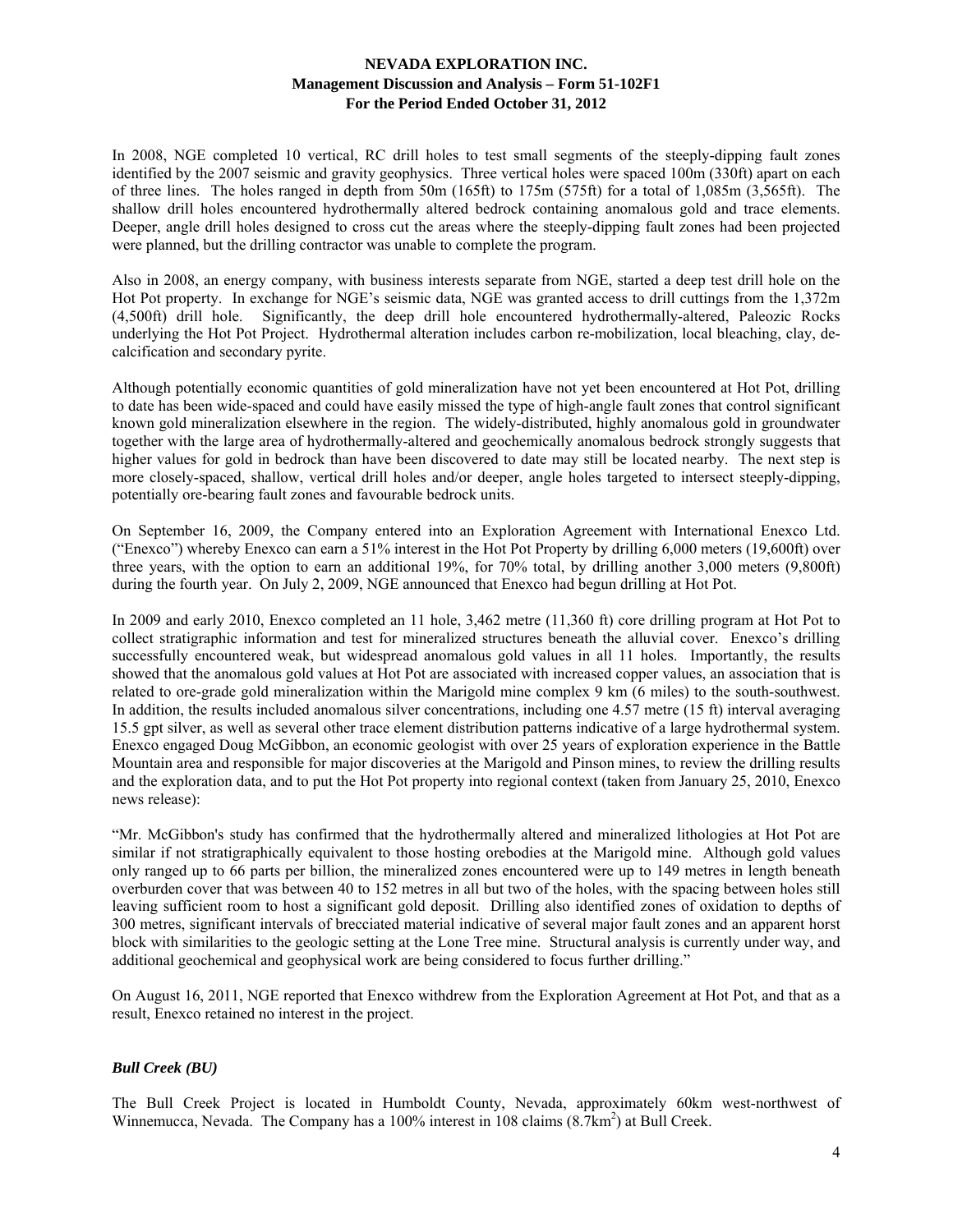In 2008, NGE completed 10 vertical, RC drill holes to test small segments of the steeply-dipping fault zones identified by the 2007 seismic and gravity geophysics. Three vertical holes were spaced 100m (330ft) apart on each of three lines. The holes ranged in depth from 50m (165ft) to 175m (575ft) for a total of 1,085m (3,565ft). The shallow drill holes encountered hydrothermally altered bedrock containing anomalous gold and trace elements. Deeper, angle drill holes designed to cross cut the areas where the steeply-dipping fault zones had been projected were planned, but the drilling contractor was unable to complete the program.

Also in 2008, an energy company, with business interests separate from NGE, started a deep test drill hole on the Hot Pot property. In exchange for NGE's seismic data, NGE was granted access to drill cuttings from the 1,372m (4,500ft) drill hole. Significantly, the deep drill hole encountered hydrothermally-altered, Paleozoic Rocks underlying the Hot Pot Project. Hydrothermal alteration includes carbon re-mobilization, local bleaching, clay, de-calcification and secondary pyrite.

Although potentially economic quantities of gold mineralization have not yet been encountered at Hot Pot, drilling to date has been wide-spaced and could have easily missed the type of high-angle fault zones that control significant known gold mineralization elsewhere in the region. The widely-distributed, highly anomalous gold in groundwater together with the large area of hydrothermally-altered and geochemically anomalous bedrock strongly suggests that higher values for gold in bedrock than have been discovered to date may still be located nearby. The next step is more closely-spaced, shallow, vertical drill holes and/or deeper, angle holes targeted to intersect steeply-dipping, potentially ore-bearing fault zones and favourable bedrock units.

On September 16, 2009, the Company entered into an Exploration Agreement with International Enexco Ltd. ("Enexco") whereby Enexco can earn a 51% interest in the Hot Pot Property by drilling 6,000 meters (19,600ft) over three years, with the option to earn an additional 19%, for 70% total, by drilling another 3,000 meters (9,800ft) during the fourth year. On July 2, 2009, NGE announced that Enexco had begun drilling at Hot Pot.

In 2009 and early 2010, Enexco completed an 11 hole, 3,462 metre (11,360 ft) core drilling program at Hot Pot to collect stratigraphic information and test for mineralized structures beneath the alluvial cover. Enexco's drilling successfully encountered weak, but widespread anomalous gold values in all 11 holes. Importantly, the results showed that the anomalous gold values at Hot Pot are associated with increased copper values, an association that is related to ore-grade gold mineralization within the Marigold mine complex 9 km (6 miles) to the south-southwest. In addition, the results included anomalous silver concentrations, including one 4.57 metre (15 ft) interval averaging 15.5 gpt silver, as well as several other trace element distribution patterns indicative of a large hydrothermal system. Enexco engaged Doug McGibbon, an economic geologist with over 25 years of exploration experience in the Battle Mountain area and responsible for major discoveries at the Marigold and Pinson mines, to review the drilling results and the exploration data, and to put the Hot Pot property into regional context (taken from January 25, 2010, Enexco news release):

"Mr. McGibbon's study has confirmed that the hydrothermally altered and mineralized lithologies at Hot Pot are similar if not stratigraphically equivalent to those hosting orebodies at the Marigold mine. Although gold values only ranged up to 66 parts per billion, the mineralized zones encountered were up to 149 metres in length beneath overburden cover that was between 40 to 152 metres in all but two of the holes, with the spacing between holes still leaving sufficient room to host a significant gold deposit. Drilling also identified zones of oxidation to depths of 300 metres, significant intervals of brecciated material indicative of several major fault zones and an apparent horst block with similarities to the geologic setting at the Lone Tree mine. Structural analysis is currently under way, and additional geochemical and geophysical work are being considered to focus further drilling."

On August 16, 2011, NGE reported that Enexco withdrew from the Exploration Agreement at Hot Pot, and that as a result, Enexco retained no interest in the project.

### *Bull Creek (BU)*

The Bull Creek Project is located in Humboldt County, Nevada, approximately 60km west-northwest of Winnemucca, Nevada. The Company has a 100% interest in 108 claims (8.7km$^2$) at Bull Creek.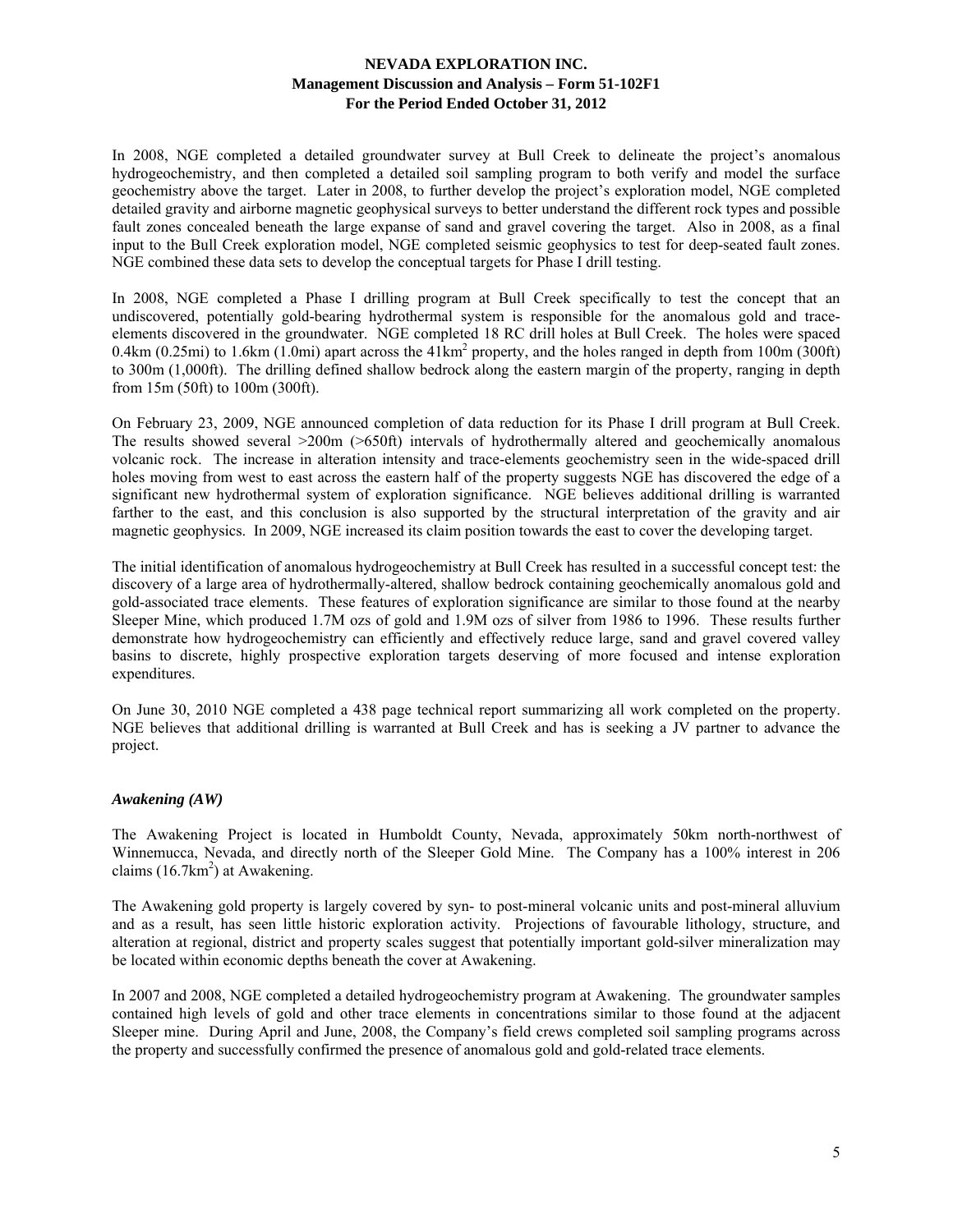In 2008, NGE completed a detailed groundwater survey at Bull Creek to delineate the project's anomalous hydrogeochemistry, and then completed a detailed soil sampling program to both verify and model the surface geochemistry above the target. Later in 2008, to further develop the project's exploration model, NGE completed detailed gravity and airborne magnetic geophysical surveys to better understand the different rock types and possible fault zones concealed beneath the large expanse of sand and gravel covering the target. Also in 2008, as a final input to the Bull Creek exploration model, NGE completed seismic geophysics to test for deep-seated fault zones. NGE combined these data sets to develop the conceptual targets for Phase I drill testing.

In 2008, NGE completed a Phase I drilling program at Bull Creek specifically to test the concept that an undiscovered, potentially gold-bearing hydrothermal system is responsible for the anomalous gold and trace-elements discovered in the groundwater. NGE completed 18 RC drill holes at Bull Creek. The holes were spaced 0.4km (0.25mi) to 1.6km (1.0mi) apart across the 41km$^2$ property, and the holes ranged in depth from 100m (300ft) to 300m (1,000ft). The drilling defined shallow bedrock along the eastern margin of the property, ranging in depth from 15m (50ft) to 100m (300ft).

On February 23, 2009, NGE announced completion of data reduction for its Phase I drill program at Bull Creek. The results showed several >200m (>650ft) intervals of hydrothermally altered and geochemically anomalous volcanic rock. The increase in alteration intensity and trace-elements geochemistry seen in the wide-spaced drill holes moving from west to east across the eastern half of the property suggests NGE has discovered the edge of a significant new hydrothermal system of exploration significance. NGE believes additional drilling is warranted farther to the east, and this conclusion is also supported by the structural interpretation of the gravity and air magnetic geophysics. In 2009, NGE increased its claim position towards the east to cover the developing target.

The initial identification of anomalous hydrogeochemistry at Bull Creek has resulted in a successful concept test: the discovery of a large area of hydrothermally-altered, shallow bedrock containing geochemically anomalous gold and gold-associated trace elements. These features of exploration significance are similar to those found at the nearby Sleeper Mine, which produced 1.7M ozs of gold and 1.9M ozs of silver from 1986 to 1996. These results further demonstrate how hydrogeochemistry can efficiently and effectively reduce large, sand and gravel covered valley basins to discrete, highly prospective exploration targets deserving of more focused and intense exploration expenditures.

On June 30, 2010 NGE completed a 438 page technical report summarizing all work completed on the property. NGE believes that additional drilling is warranted at Bull Creek and has is seeking a JV partner to advance the project.

### *Awakening (AW)*

The Awakening Project is located in Humboldt County, Nevada, approximately 50km north-northwest of Winnemucca, Nevada, and directly north of the Sleeper Gold Mine. The Company has a 100% interest in 206 claims (16.7km$^2$) at Awakening.

The Awakening gold property is largely covered by syn- to post-mineral volcanic units and post-mineral alluvium and as a result, has seen little historic exploration activity. Projections of favourable lithology, structure, and alteration at regional, district and property scales suggest that potentially important gold-silver mineralization may be located within economic depths beneath the cover at Awakening.

In 2007 and 2008, NGE completed a detailed hydrogeochemistry program at Awakening. The groundwater samples contained high levels of gold and other trace elements in concentrations similar to those found at the adjacent Sleeper mine. During April and June, 2008, the Company's field crews completed soil sampling programs across the property and successfully confirmed the presence of anomalous gold and gold-related trace elements.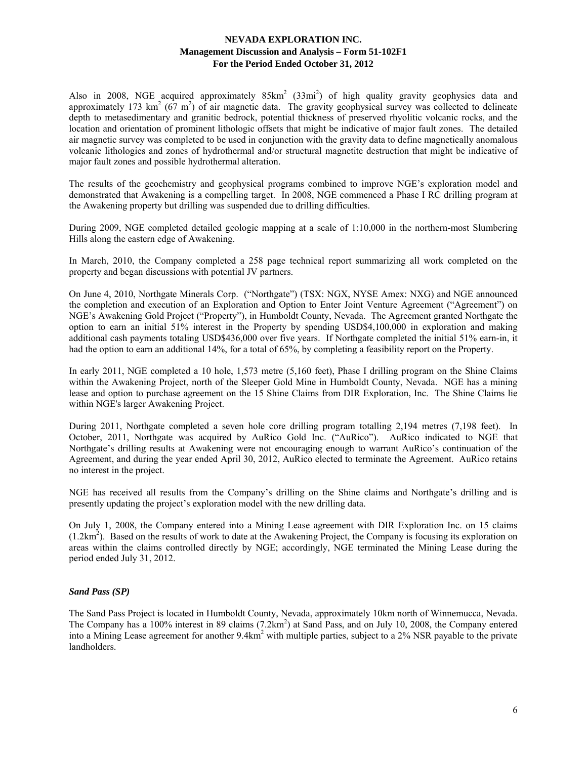Also in 2008, NGE acquired approximately 85km$^2$ (33mi$^2$) of high quality gravity geophysics data and approximately 173 km$^2$ (67 m$^2$) of air magnetic data. The gravity geophysical survey was collected to delineate depth to metasedimentary and granitic bedrock, potential thickness of preserved rhyolitic volcanic rocks, and the location and orientation of prominent lithologic offsets that might be indicative of major fault zones. The detailed air magnetic survey was completed to be used in conjunction with the gravity data to define magnetically anomalous volcanic lithologies and zones of hydrothermal and/or structural magnetite destruction that might be indicative of major fault zones and possible hydrothermal alteration.

The results of the geochemistry and geophysical programs combined to improve NGE's exploration model and demonstrated that Awakening is a compelling target. In 2008, NGE commenced a Phase I RC drilling program at the Awakening property but drilling was suspended due to drilling difficulties.

During 2009, NGE completed detailed geologic mapping at a scale of 1:10,000 in the northern-most Slumbering Hills along the eastern edge of Awakening.

In March, 2010, the Company completed a 258 page technical report summarizing all work completed on the property and began discussions with potential JV partners.

On June 4, 2010, Northgate Minerals Corp. ("Northgate") (TSX: NGX, NYSE Amex: NXG) and NGE announced the completion and execution of an Exploration and Option to Enter Joint Venture Agreement ("Agreement") on NGE's Awakening Gold Project ("Property"), in Humboldt County, Nevada. The Agreement granted Northgate the option to earn an initial 51% interest in the Property by spending USD$4,100,000 in exploration and making additional cash payments totaling USD$436,000 over five years. If Northgate completed the initial 51% earn-in, it had the option to earn an additional 14%, for a total of 65%, by completing a feasibility report on the Property.

In early 2011, NGE completed a 10 hole, 1,573 metre (5,160 feet), Phase I drilling program on the Shine Claims within the Awakening Project, north of the Sleeper Gold Mine in Humboldt County, Nevada. NGE has a mining lease and option to purchase agreement on the 15 Shine Claims from DIR Exploration, Inc. The Shine Claims lie within NGE's larger Awakening Project.

During 2011, Northgate completed a seven hole core drilling program totalling 2,194 metres (7,198 feet). In October, 2011, Northgate was acquired by AuRico Gold Inc. ("AuRico"). AuRico indicated to NGE that Northgate's drilling results at Awakening were not encouraging enough to warrant AuRico's continuation of the Agreement, and during the year ended April 30, 2012, AuRico elected to terminate the Agreement. AuRico retains no interest in the project.

NGE has received all results from the Company's drilling on the Shine claims and Northgate's drilling and is presently updating the project's exploration model with the new drilling data.

On July 1, 2008, the Company entered into a Mining Lease agreement with DIR Exploration Inc. on 15 claims (1.2km$^2$). Based on the results of work to date at the Awakening Project, the Company is focusing its exploration on areas within the claims controlled directly by NGE; accordingly, NGE terminated the Mining Lease during the period ended July 31, 2012.

### *Sand Pass (SP)*

The Sand Pass Project is located in Humboldt County, Nevada, approximately 10km north of Winnemucca, Nevada. The Company has a 100% interest in 89 claims (7.2km$^2$) at Sand Pass, and on July 10, 2008, the Company entered into a Mining Lease agreement for another 9.4km$^2$ with multiple parties, subject to a 2% NSR payable to the private landholders.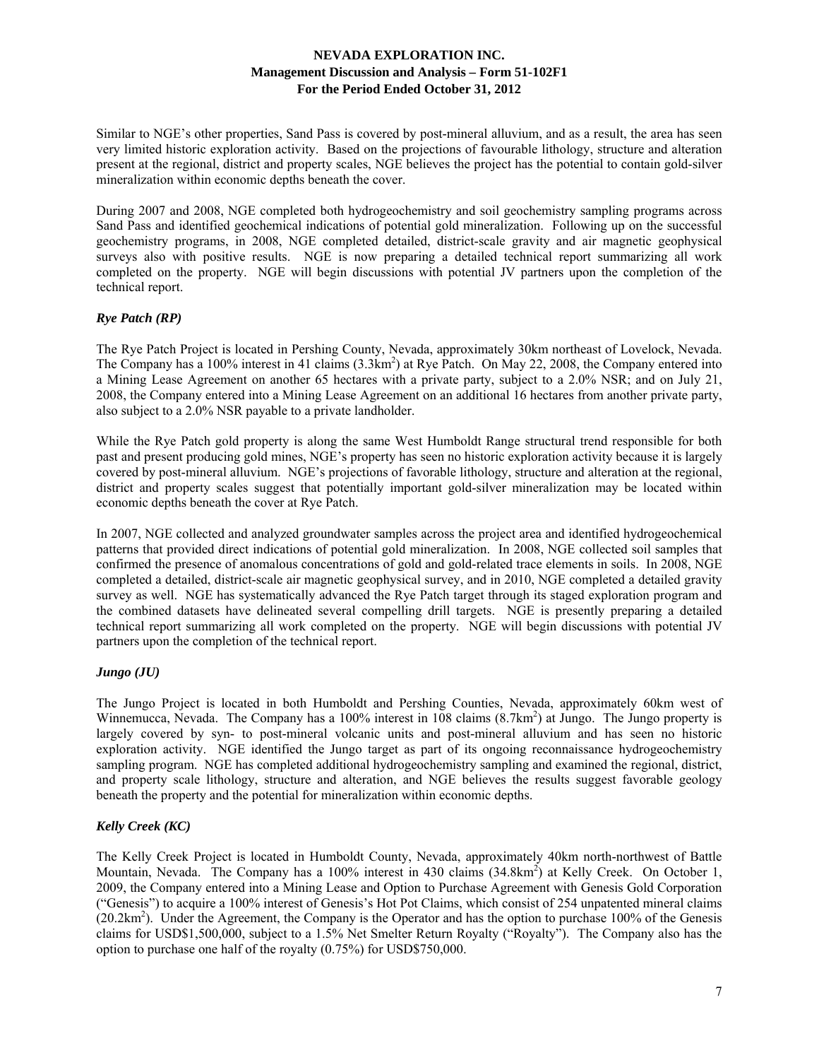Similar to NGE's other properties, Sand Pass is covered by post-mineral alluvium, and as a result, the area has seen very limited historic exploration activity. Based on the projections of favourable lithology, structure and alteration present at the regional, district and property scales, NGE believes the project has the potential to contain gold-silver mineralization within economic depths beneath the cover.

During 2007 and 2008, NGE completed both hydrogeochemistry and soil geochemistry sampling programs across Sand Pass and identified geochemical indications of potential gold mineralization. Following up on the successful geochemistry programs, in 2008, NGE completed detailed, district-scale gravity and air magnetic geophysical surveys also with positive results. NGE is now preparing a detailed technical report summarizing all work completed on the property. NGE will begin discussions with potential JV partners upon the completion of the technical report.

### *Rye Patch (RP)*

The Rye Patch Project is located in Pershing County, Nevada, approximately 30km northeast of Lovelock, Nevada. The Company has a 100% interest in 41 claims ($3.3km^2$) at Rye Patch. On May 22, 2008, the Company entered into a Mining Lease Agreement on another 65 hectares with a private party, subject to a 2.0% NSR; and on July 21, 2008, the Company entered into a Mining Lease Agreement on an additional 16 hectares from another private party, also subject to a 2.0% NSR payable to a private landholder.

While the Rye Patch gold property is along the same West Humboldt Range structural trend responsible for both past and present producing gold mines, NGE's property has seen no historic exploration activity because it is largely covered by post-mineral alluvium. NGE's projections of favorable lithology, structure and alteration at the regional, district and property scales suggest that potentially important gold-silver mineralization may be located within economic depths beneath the cover at Rye Patch.

In 2007, NGE collected and analyzed groundwater samples across the project area and identified hydrogeochemical patterns that provided direct indications of potential gold mineralization. In 2008, NGE collected soil samples that confirmed the presence of anomalous concentrations of gold and gold-related trace elements in soils. In 2008, NGE completed a detailed, district-scale air magnetic geophysical survey, and in 2010, NGE completed a detailed gravity survey as well. NGE has systematically advanced the Rye Patch target through its staged exploration program and the combined datasets have delineated several compelling drill targets. NGE is presently preparing a detailed technical report summarizing all work completed on the property. NGE will begin discussions with potential JV partners upon the completion of the technical report.

### *Jungo (JU)*

The Jungo Project is located in both Humboldt and Pershing Counties, Nevada, approximately 60km west of Winnemucca, Nevada. The Company has a 100% interest in 108 claims ($8.7km^2$) at Jungo. The Jungo property is largely covered by syn- to post-mineral volcanic units and post-mineral alluvium and has seen no historic exploration activity. NGE identified the Jungo target as part of its ongoing reconnaissance hydrogeochemistry sampling program. NGE has completed additional hydrogeochemistry sampling and examined the regional, district, and property scale lithology, structure and alteration, and NGE believes the results suggest favorable geology beneath the property and the potential for mineralization within economic depths.

### *Kelly Creek (KC)*

The Kelly Creek Project is located in Humboldt County, Nevada, approximately 40km north-northwest of Battle Mountain, Nevada. The Company has a 100% interest in 430 claims ($34.8km^2$) at Kelly Creek. On October 1, 2009, the Company entered into a Mining Lease and Option to Purchase Agreement with Genesis Gold Corporation ("Genesis") to acquire a 100% interest of Genesis's Hot Pot Claims, which consist of 254 unpatented mineral claims ($20.2km^2$). Under the Agreement, the Company is the Operator and has the option to purchase 100% of the Genesis claims for USD$1,500,000, subject to a 1.5% Net Smelter Return Royalty ("Royalty"). The Company also has the option to purchase one half of the royalty (0.75%) for USD$750,000.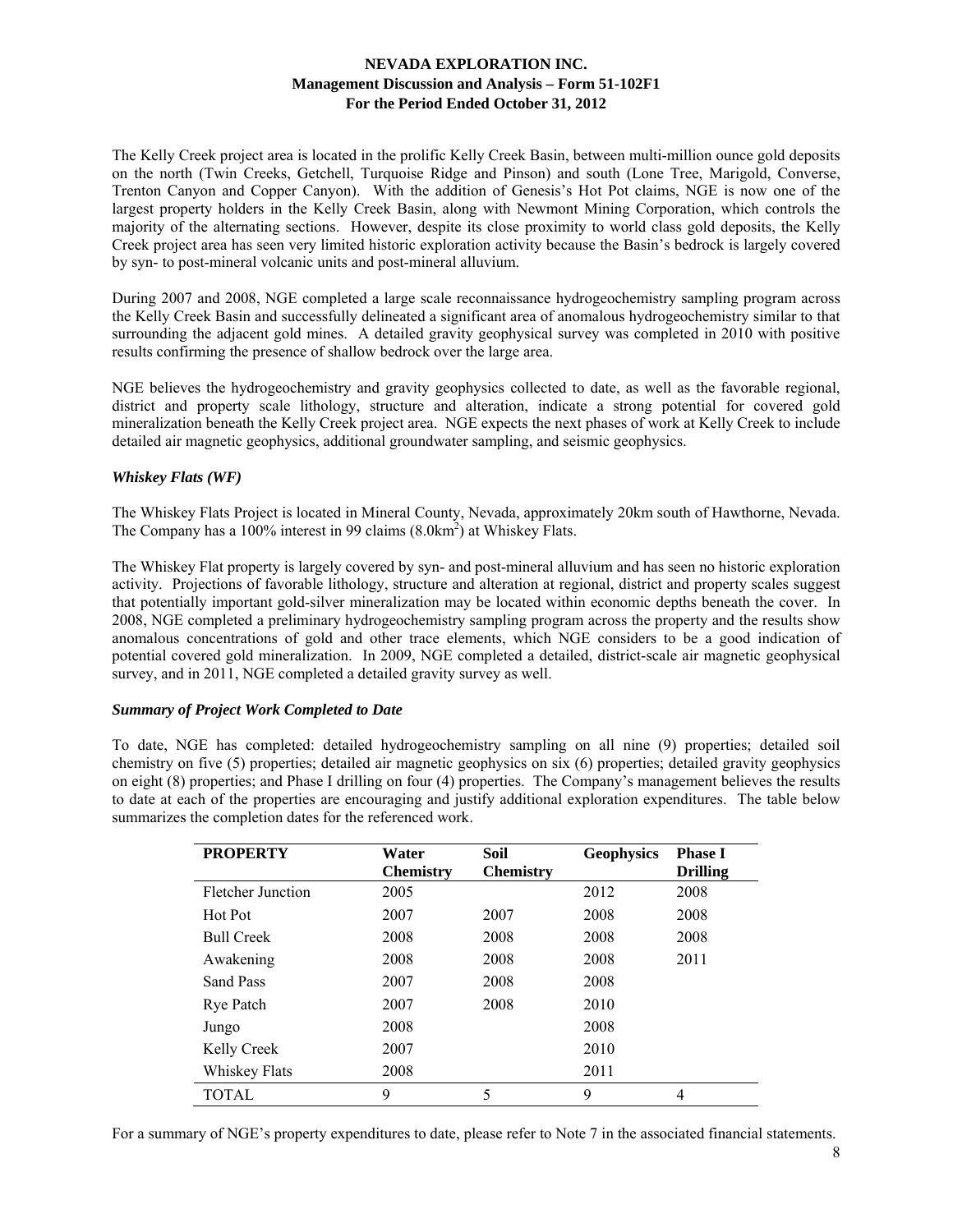The Kelly Creek project area is located in the prolific Kelly Creek Basin, between multi-million ounce gold deposits on the north (Twin Creeks, Getchell, Turquoise Ridge and Pinson) and south (Lone Tree, Marigold, Converse, Trenton Canyon and Copper Canyon). With the addition of Genesis's Hot Pot claims, NGE is now one of the largest property holders in the Kelly Creek Basin, along with Newmont Mining Corporation, which controls the majority of the alternating sections. However, despite its close proximity to world class gold deposits, the Kelly Creek project area has seen very limited historic exploration activity because the Basin's bedrock is largely covered by syn- to post-mineral volcanic units and post-mineral alluvium.

During 2007 and 2008, NGE completed a large scale reconnaissance hydrogeochemistry sampling program across the Kelly Creek Basin and successfully delineated a significant area of anomalous hydrogeochemistry similar to that surrounding the adjacent gold mines. A detailed gravity geophysical survey was completed in 2010 with positive results confirming the presence of shallow bedrock over the large area.

NGE believes the hydrogeochemistry and gravity geophysics collected to date, as well as the favorable regional, district and property scale lithology, structure and alteration, indicate a strong potential for covered gold mineralization beneath the Kelly Creek project area. NGE expects the next phases of work at Kelly Creek to include detailed air magnetic geophysics, additional groundwater sampling, and seismic geophysics.

### *Whiskey Flats (WF)*

The Whiskey Flats Project is located in Mineral County, Nevada, approximately 20km south of Hawthorne, Nevada. The Company has a 100% interest in 99 claims (8.0km$^2$) at Whiskey Flats.

The Whiskey Flat property is largely covered by syn- and post-mineral alluvium and has seen no historic exploration activity. Projections of favorable lithology, structure and alteration at regional, district and property scales suggest that potentially important gold-silver mineralization may be located within economic depths beneath the cover. In 2008, NGE completed a preliminary hydrogeochemistry sampling program across the property and the results show anomalous concentrations of gold and other trace elements, which NGE considers to be a good indication of potential covered gold mineralization. In 2009, NGE completed a detailed, district-scale air magnetic geophysical survey, and in 2011, NGE completed a detailed gravity survey as well.

### *Summary of Project Work Completed to Date*

To date, NGE has completed: detailed hydrogeochemistry sampling on all nine (9) properties; detailed soil chemistry on five (5) properties; detailed air magnetic geophysics on six (6) properties; detailed gravity geophysics on eight (8) properties; and Phase I drilling on four (4) properties. The Company's management believes the results to date at each of the properties are encouraging and justify additional exploration expenditures. The table below summarizes the completion dates for the referenced work.

| PROPERTY | Water Chemistry | Soil Chemistry | Geophysics | Phase I Drilling |
|---|---|---|---|---|
| Fletcher Junction | 2005 | | 2012 | 2008 |
| Hot Pot | 2007 | 2007 | 2008 | 2008 |
| Bull Creek | 2008 | 2008 | 2008 | 2008 |
| Awakening | 2008 | 2008 | 2008 | 2011 |
| Sand Pass | 2007 | 2008 | 2008 | |
| Rye Patch | 2007 | 2008 | 2010 | |
| Jungo | 2008 | | 2008 | |
| Kelly Creek | 2007 | | 2010 | |
| Whiskey Flats | 2008 | | 2011 | |
| TOTAL | 9 | 5 | 9 | 4 |

For a summary of NGE's property expenditures to date, please refer to Note 7 in the associated financial statements.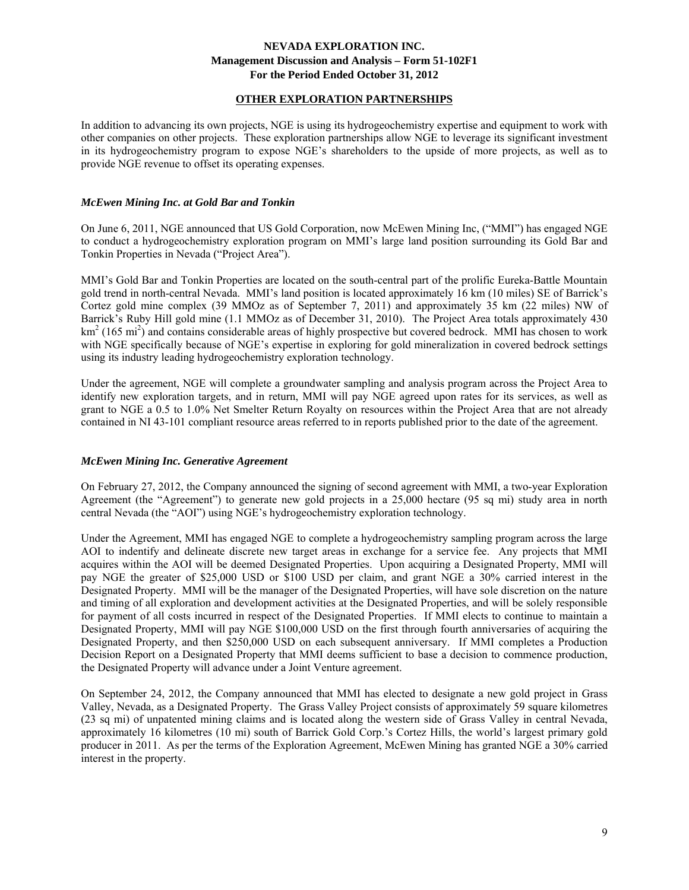## OTHER EXPLORATION PARTNERSHIPS

In addition to advancing its own projects, NGE is using its hydrogeochemistry expertise and equipment to work with other companies on other projects. These exploration partnerships allow NGE to leverage its significant investment in its hydrogeochemistry program to expose NGE's shareholders to the upside of more projects, as well as to provide NGE revenue to offset its operating expenses.

### *McEwen Mining Inc. at Gold Bar and Tonkin*

On June 6, 2011, NGE announced that US Gold Corporation, now McEwen Mining Inc, ("MMI") has engaged NGE to conduct a hydrogeochemistry exploration program on MMI's large land position surrounding its Gold Bar and Tonkin Properties in Nevada ("Project Area").

MMI's Gold Bar and Tonkin Properties are located on the south-central part of the prolific Eureka-Battle Mountain gold trend in north-central Nevada. MMI's land position is located approximately 16 km (10 miles) SE of Barrick's Cortez gold mine complex (39 MMOz as of September 7, 2011) and approximately 35 km (22 miles) NW of Barrick's Ruby Hill gold mine (1.1 MMOz as of December 31, 2010). The Project Area totals approximately 430 $km^2$ (165 $mi^2$) and contains considerable areas of highly prospective but covered bedrock. MMI has chosen to work with NGE specifically because of NGE's expertise in exploring for gold mineralization in covered bedrock settings using its industry leading hydrogeochemistry exploration technology.

Under the agreement, NGE will complete a groundwater sampling and analysis program across the Project Area to identify new exploration targets, and in return, MMI will pay NGE agreed upon rates for its services, as well as grant to NGE a 0.5 to 1.0% Net Smelter Return Royalty on resources within the Project Area that are not already contained in NI 43-101 compliant resource areas referred to in reports published prior to the date of the agreement.

### *McEwen Mining Inc. Generative Agreement*

On February 27, 2012, the Company announced the signing of second agreement with MMI, a two-year Exploration Agreement (the "Agreement") to generate new gold projects in a 25,000 hectare (95 sq mi) study area in north central Nevada (the "AOI") using NGE's hydrogeochemistry exploration technology.

Under the Agreement, MMI has engaged NGE to complete a hydrogeochemistry sampling program across the large AOI to indentify and delineate discrete new target areas in exchange for a service fee. Any projects that MMI acquires within the AOI will be deemed Designated Properties. Upon acquiring a Designated Property, MMI will pay NGE the greater of $25,000 USD or $100 USD per claim, and grant NGE a 30% carried interest in the Designated Property. MMI will be the manager of the Designated Properties, will have sole discretion on the nature and timing of all exploration and development activities at the Designated Properties, and will be solely responsible for payment of all costs incurred in respect of the Designated Properties. If MMI elects to continue to maintain a Designated Property, MMI will pay NGE $100,000 USD on the first through fourth anniversaries of acquiring the Designated Property, and then $250,000 USD on each subsequent anniversary. If MMI completes a Production Decision Report on a Designated Property that MMI deems sufficient to base a decision to commence production, the Designated Property will advance under a Joint Venture agreement.

On September 24, 2012, the Company announced that MMI has elected to designate a new gold project in Grass Valley, Nevada, as a Designated Property. The Grass Valley Project consists of approximately 59 square kilometres (23 sq mi) of unpatented mining claims and is located along the western side of Grass Valley in central Nevada, approximately 16 kilometres (10 mi) south of Barrick Gold Corp.'s Cortez Hills, the world's largest primary gold producer in 2011. As per the terms of the Exploration Agreement, McEwen Mining has granted NGE a 30% carried interest in the property.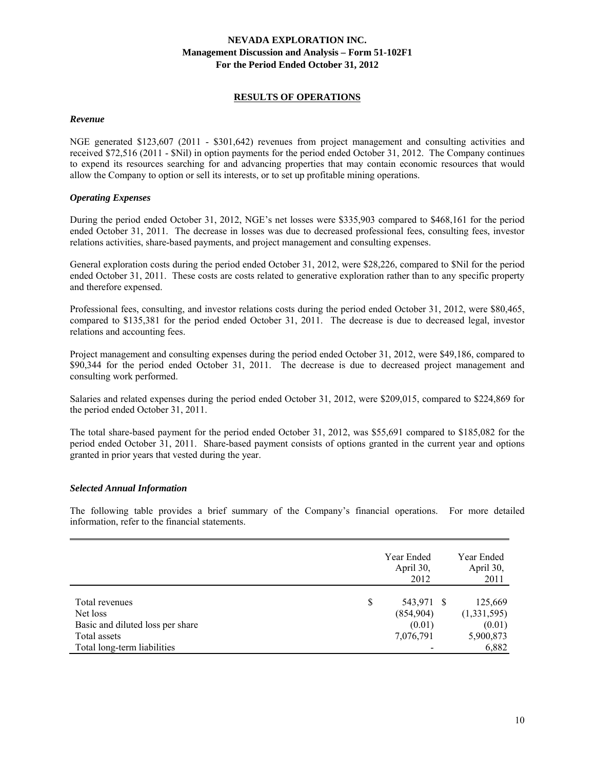## RESULTS OF OPERATIONS

### *Revenue*

NGE generated \$123,607 (2011 - \$301,642) revenues from project management and consulting activities and received \$72,516 (2011 - \$Nil) in option payments for the period ended October 31, 2012. The Company continues to expend its resources searching for and advancing properties that may contain economic resources that would allow the Company to option or sell its interests, or to set up profitable mining operations.

### *Operating Expenses*

During the period ended October 31, 2012, NGE's net losses were \$335,903 compared to \$468,161 for the period ended October 31, 2011. The decrease in losses was due to decreased professional fees, consulting fees, investor relations activities, share-based payments, and project management and consulting expenses.

General exploration costs during the period ended October 31, 2012, were \$28,226, compared to \$Nil for the period ended October 31, 2011. These costs are costs related to generative exploration rather than to any specific property and therefore expensed.

Professional fees, consulting, and investor relations costs during the period ended October 31, 2012, were \$80,465, compared to \$135,381 for the period ended October 31, 2011. The decrease is due to decreased legal, investor relations and accounting fees.

Project management and consulting expenses during the period ended October 31, 2012, were \$49,186, compared to \$90,344 for the period ended October 31, 2011. The decrease is due to decreased project management and consulting work performed.

Salaries and related expenses during the period ended October 31, 2012, were \$209,015, compared to \$224,869 for the period ended October 31, 2011.

The total share-based payment for the period ended October 31, 2012, was \$55,691 compared to \$185,082 for the period ended October 31, 2011. Share-based payment consists of options granted in the current year and options granted in prior years that vested during the year.

### *Selected Annual Information*

The following table provides a brief summary of the Company's financial operations. For more detailed information, refer to the financial statements.

| | Year Ended April 30, 2012 | Year Ended April 30, 2011 |
|---|---|---|
| Total revenues | $ 543,971 | $ 125,669 |
| Net loss | (854,904) | (1,331,595) |
| Basic and diluted loss per share | (0.01) | (0.01) |
| Total assets | 7,076,791 | 5,900,873 |
| Total long-term liabilities | - | 6,882 |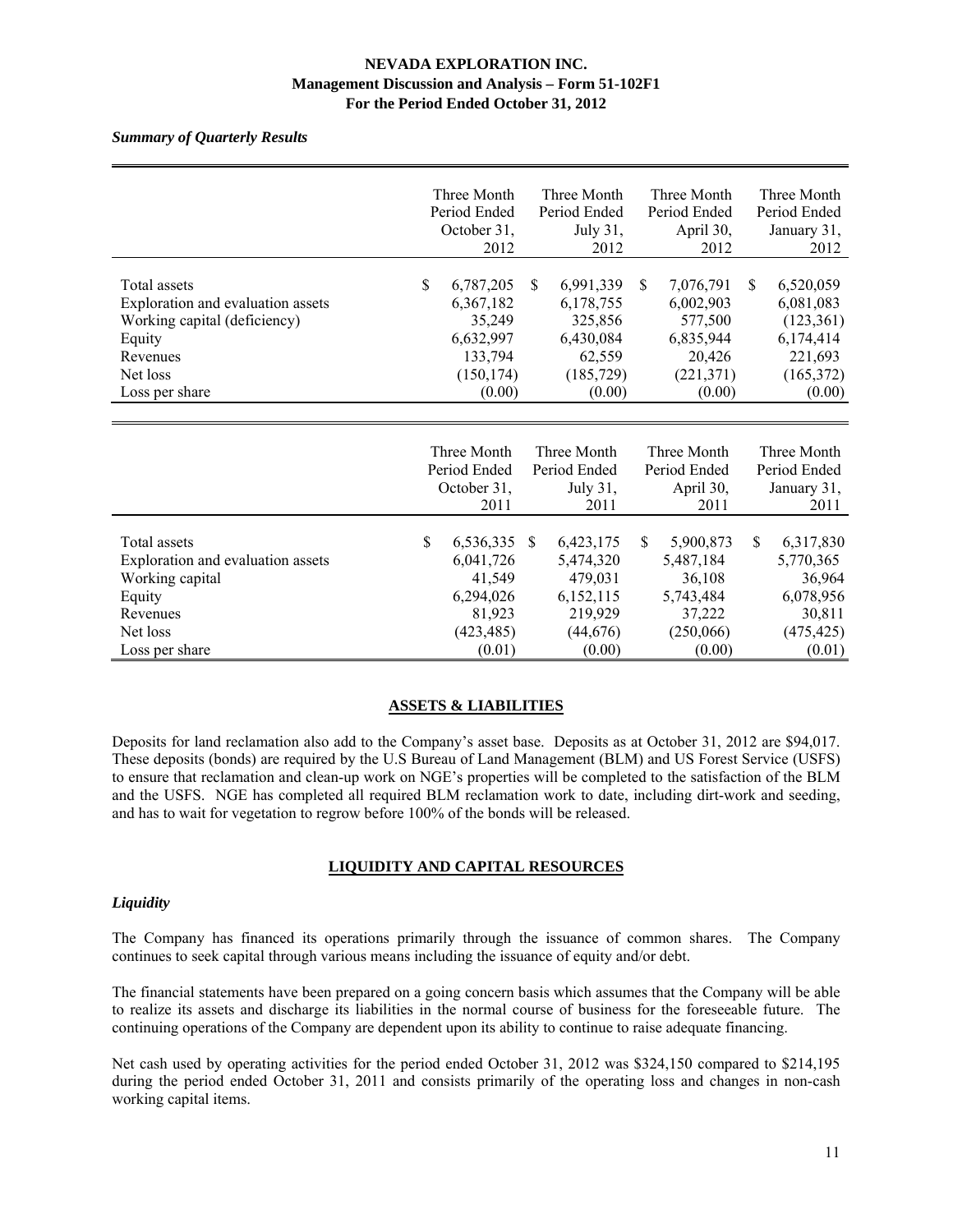*Summary of Quarterly Results*

| | Three Month Period Ended October 31, 2012 | Three Month Period Ended July 31, 2012 | Three Month Period Ended April 30, 2012 | Three Month Period Ended January 31, 2012 |
|---|---|---|---|---|
| Total assets | $ 6,787,205 | $ 6,991,339 | $ 7,076,791 | $ 6,520,059 |
| Exploration and evaluation assets | 6,367,182 | 6,178,755 | 6,002,903 | 6,081,083 |
| Working capital (deficiency) | 35,249 | 325,856 | 577,500 | (123,361) |
| Equity | 6,632,997 | 6,430,084 | 6,835,944 | 6,174,414 |
| Revenues | 133,794 | 62,559 | 20,426 | 221,693 |
| Net loss | (150,174) | (185,729) | (221,371) | (165,372) |
| Loss per share | (0.00) | (0.00) | (0.00) | (0.00) |

| | Three Month Period Ended October 31, 2011 | Three Month Period Ended July 31, 2011 | Three Month Period Ended April 30, 2011 | Three Month Period Ended January 31, 2011 |
|---|---|---|---|---|
| Total assets | $ 6,536,335 | $ 6,423,175 | $ 5,900,873 | $ 6,317,830 |
| Exploration and evaluation assets | 6,041,726 | 5,474,320 | 5,487,184 | 5,770,365 |
| Working capital | 41,549 | 479,031 | 36,108 | 36,964 |
| Equity | 6,294,026 | 6,152,115 | 5,743,484 | 6,078,956 |
| Revenues | 81,923 | 219,929 | 37,222 | 30,811 |
| Net loss | (423,485) | (44,676) | (250,066) | (475,425) |
| Loss per share | (0.01) | (0.00) | (0.00) | (0.01) |

## ASSETS & LIABILITIES

Deposits for land reclamation also add to the Company's asset base. Deposits as at October 31, 2012 are $94,017. These deposits (bonds) are required by the U.S Bureau of Land Management (BLM) and US Forest Service (USFS) to ensure that reclamation and clean-up work on NGE's properties will be completed to the satisfaction of the BLM and the USFS. NGE has completed all required BLM reclamation work to date, including dirt-work and seeding, and has to wait for vegetation to regrow before 100% of the bonds will be released.

## LIQUIDITY AND CAPITAL RESOURCES

### *Liquidity*

The Company has financed its operations primarily through the issuance of common shares. The Company continues to seek capital through various means including the issuance of equity and/or debt.

The financial statements have been prepared on a going concern basis which assumes that the Company will be able to realize its assets and discharge its liabilities in the normal course of business for the foreseeable future. The continuing operations of the Company are dependent upon its ability to continue to raise adequate financing.

Net cash used by operating activities for the period ended October 31, 2012 was $324,150 compared to $214,195 during the period ended October 31, 2011 and consists primarily of the operating loss and changes in non-cash working capital items.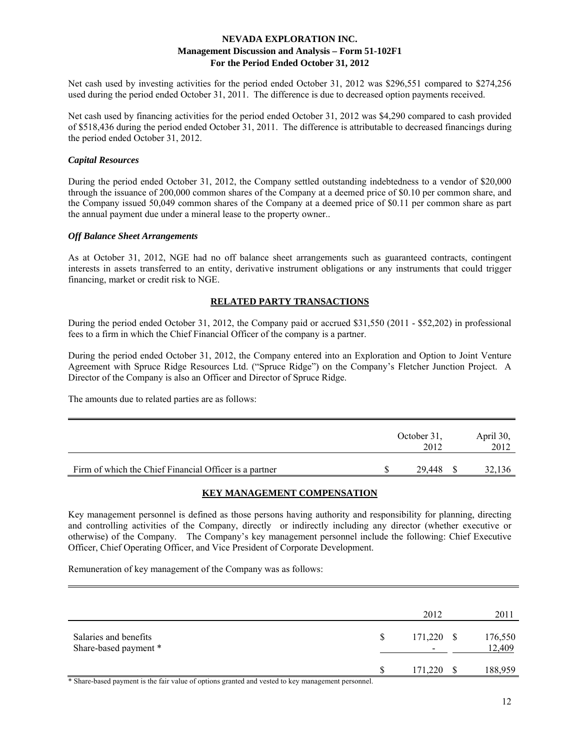Net cash used by investing activities for the period ended October 31, 2012 was $296,551 compared to $274,256 used during the period ended October 31, 2011. The difference is due to decreased option payments received.

Net cash used by financing activities for the period ended October 31, 2012 was $4,290 compared to cash provided of $518,436 during the period ended October 31, 2011. The difference is attributable to decreased financings during the period ended October 31, 2012.

### *Capital Resources*

During the period ended October 31, 2012, the Company settled outstanding indebtedness to a vendor of $20,000 through the issuance of 200,000 common shares of the Company at a deemed price of $0.10 per common share, and the Company issued 50,049 common shares of the Company at a deemed price of $0.11 per common share as part the annual payment due under a mineral lease to the property owner..

### *Off Balance Sheet Arrangements*

As at October 31, 2012, NGE had no off balance sheet arrangements such as guaranteed contracts, contingent interests in assets transferred to an entity, derivative instrument obligations or any instruments that could trigger financing, market or credit risk to NGE.

## RELATED PARTY TRANSACTIONS

During the period ended October 31, 2012, the Company paid or accrued $31,550 (2011 - $52,202) in professional fees to a firm in which the Chief Financial Officer of the company is a partner.

During the period ended October 31, 2012, the Company entered into an Exploration and Option to Joint Venture Agreement with Spruce Ridge Resources Ltd. ("Spruce Ridge") on the Company's Fletcher Junction Project. A Director of the Company is also an Officer and Director of Spruce Ridge.

The amounts due to related parties are as follows:

| | October 31, 2012 | April 30, 2012 |
|---|---|---|
| Firm of which the Chief Financial Officer is a partner | $ 29,448 | $ 32,136 |

## KEY MANAGEMENT COMPENSATION

Key management personnel is defined as those persons having authority and responsibility for planning, directing and controlling activities of the Company, directly or indirectly including any director (whether executive or otherwise) of the Company. The Company's key management personnel include the following: Chief Executive Officer, Chief Operating Officer, and Vice President of Corporate Development.

Remuneration of key management of the Company was as follows:

| | 2012 | 2011 |
|---|---|---|
| Salaries and benefits | $ 171,220 | $ 176,550 |
| Share-based payment * | - | 12,409 |
| | $ 171,220 | $ 188,959 |

* Share-based payment is the fair value of options granted and vested to key management personnel.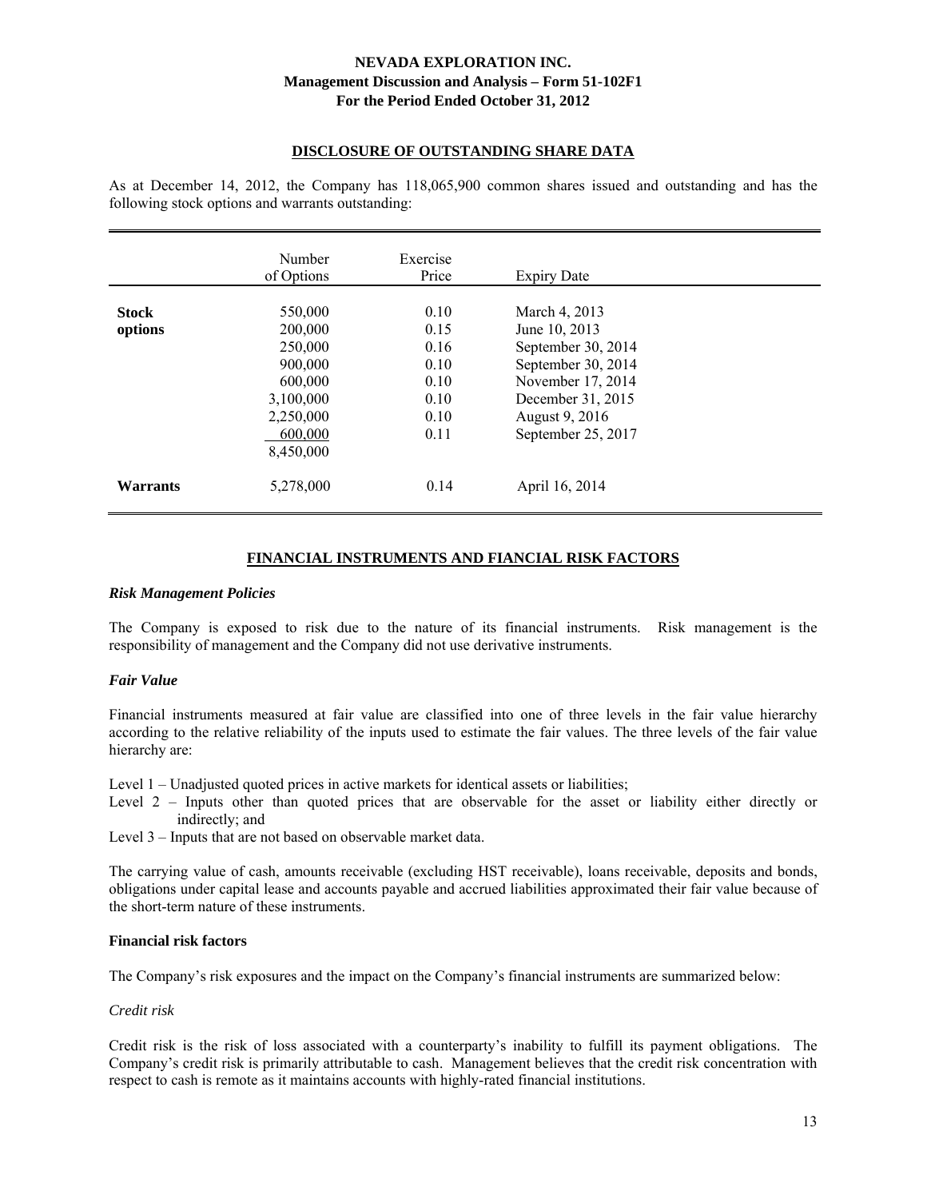## DISCLOSURE OF OUTSTANDING SHARE DATA

As at December 14, 2012, the Company has 118,065,900 common shares issued and outstanding and has the following stock options and warrants outstanding:

| | Number of Options | Exercise Price | Expiry Date |
|---|---|---|---|
| **Stock options** | 550,000 | 0.10 | March 4, 2013 |
| | 200,000 | 0.15 | June 10, 2013 |
| | 250,000 | 0.16 | September 30, 2014 |
| | 900,000 | 0.10 | September 30, 2014 |
| | 600,000 | 0.10 | November 17, 2014 |
| | 3,100,000 | 0.10 | December 31, 2015 |
| | 2,250,000 | 0.10 | August 9, 2016 |
| | 600,000 | 0.11 | September 25, 2017 |
| | 8,450,000 | | |
| **Warrants** | 5,278,000 | 0.14 | April 16, 2014 |

## FINANCIAL INSTRUMENTS AND FIANCIAL RISK FACTORS

### *Risk Management Policies*

The Company is exposed to risk due to the nature of its financial instruments. Risk management is the responsibility of management and the Company did not use derivative instruments.

### *Fair Value*

Financial instruments measured at fair value are classified into one of three levels in the fair value hierarchy according to the relative reliability of the inputs used to estimate the fair values. The three levels of the fair value hierarchy are:

Level 1 – Unadjusted quoted prices in active markets for identical assets or liabilities;
Level 2 – Inputs other than quoted prices that are observable for the asset or liability either directly or indirectly; and
Level 3 – Inputs that are not based on observable market data.

The carrying value of cash, amounts receivable (excluding HST receivable), loans receivable, deposits and bonds, obligations under capital lease and accounts payable and accrued liabilities approximated their fair value because of the short-term nature of these instruments.

### Financial risk factors

The Company's risk exposures and the impact on the Company's financial instruments are summarized below:

*Credit risk*

Credit risk is the risk of loss associated with a counterparty's inability to fulfill its payment obligations. The Company's credit risk is primarily attributable to cash. Management believes that the credit risk concentration with respect to cash is remote as it maintains accounts with highly-rated financial institutions.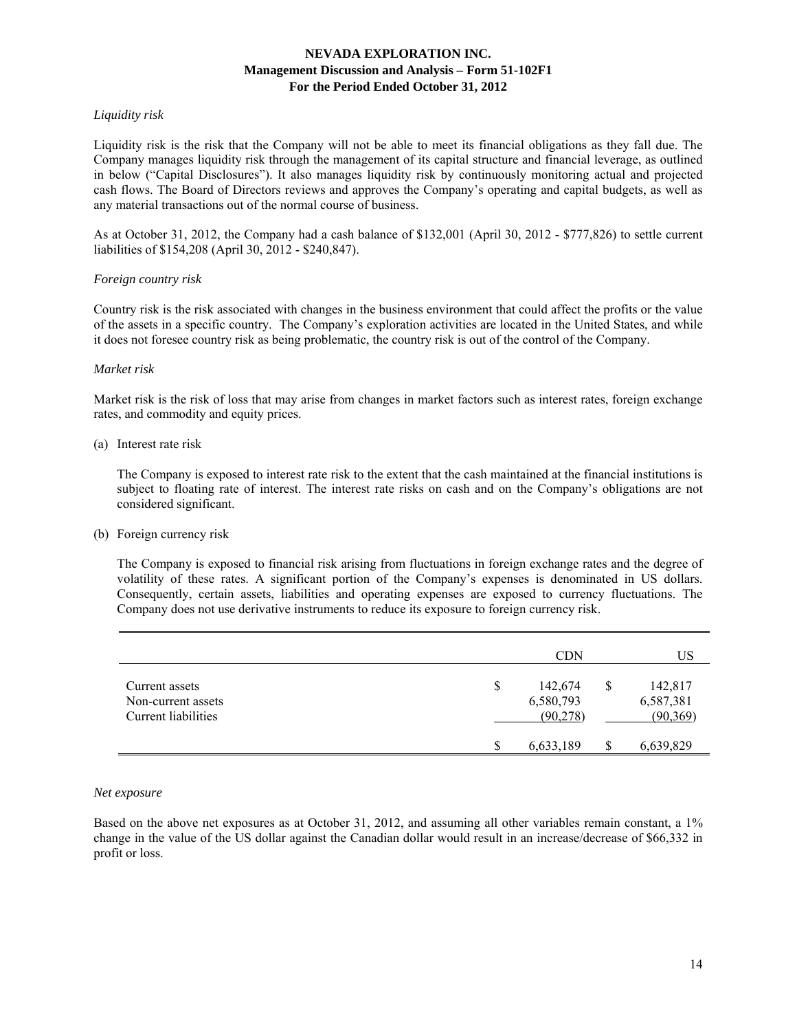*Liquidity risk*

Liquidity risk is the risk that the Company will not be able to meet its financial obligations as they fall due. The Company manages liquidity risk through the management of its capital structure and financial leverage, as outlined in below ("Capital Disclosures"). It also manages liquidity risk by continuously monitoring actual and projected cash flows. The Board of Directors reviews and approves the Company's operating and capital budgets, as well as any material transactions out of the normal course of business.

As at October 31, 2012, the Company had a cash balance of $132,001 (April 30, 2012 - $777,826) to settle current liabilities of $154,208 (April 30, 2012 - $240,847).

*Foreign country risk*

Country risk is the risk associated with changes in the business environment that could affect the profits or the value of the assets in a specific country. The Company's exploration activities are located in the United States, and while it does not foresee country risk as being problematic, the country risk is out of the control of the Company.

*Market risk*

Market risk is the risk of loss that may arise from changes in market factors such as interest rates, foreign exchange rates, and commodity and equity prices.

(a) Interest rate risk

The Company is exposed to interest rate risk to the extent that the cash maintained at the financial institutions is subject to floating rate of interest. The interest rate risks on cash and on the Company's obligations are not considered significant.

(b) Foreign currency risk

The Company is exposed to financial risk arising from fluctuations in foreign exchange rates and the degree of volatility of these rates. A significant portion of the Company's expenses is denominated in US dollars. Consequently, certain assets, liabilities and operating expenses are exposed to currency fluctuations. The Company does not use derivative instruments to reduce its exposure to foreign currency risk.

| | CDN | US |
|---|---|---|
| Current assets | $ 142,674 | $ 142,817 |
| Non-current assets | 6,580,793 | 6,587,381 |
| Current liabilities | (90,278) | (90,369) |
| | $ 6,633,189 | $ 6,639,829 |

*Net exposure*

Based on the above net exposures as at October 31, 2012, and assuming all other variables remain constant, a 1% change in the value of the US dollar against the Canadian dollar would result in an increase/decrease of $66,332 in profit or loss.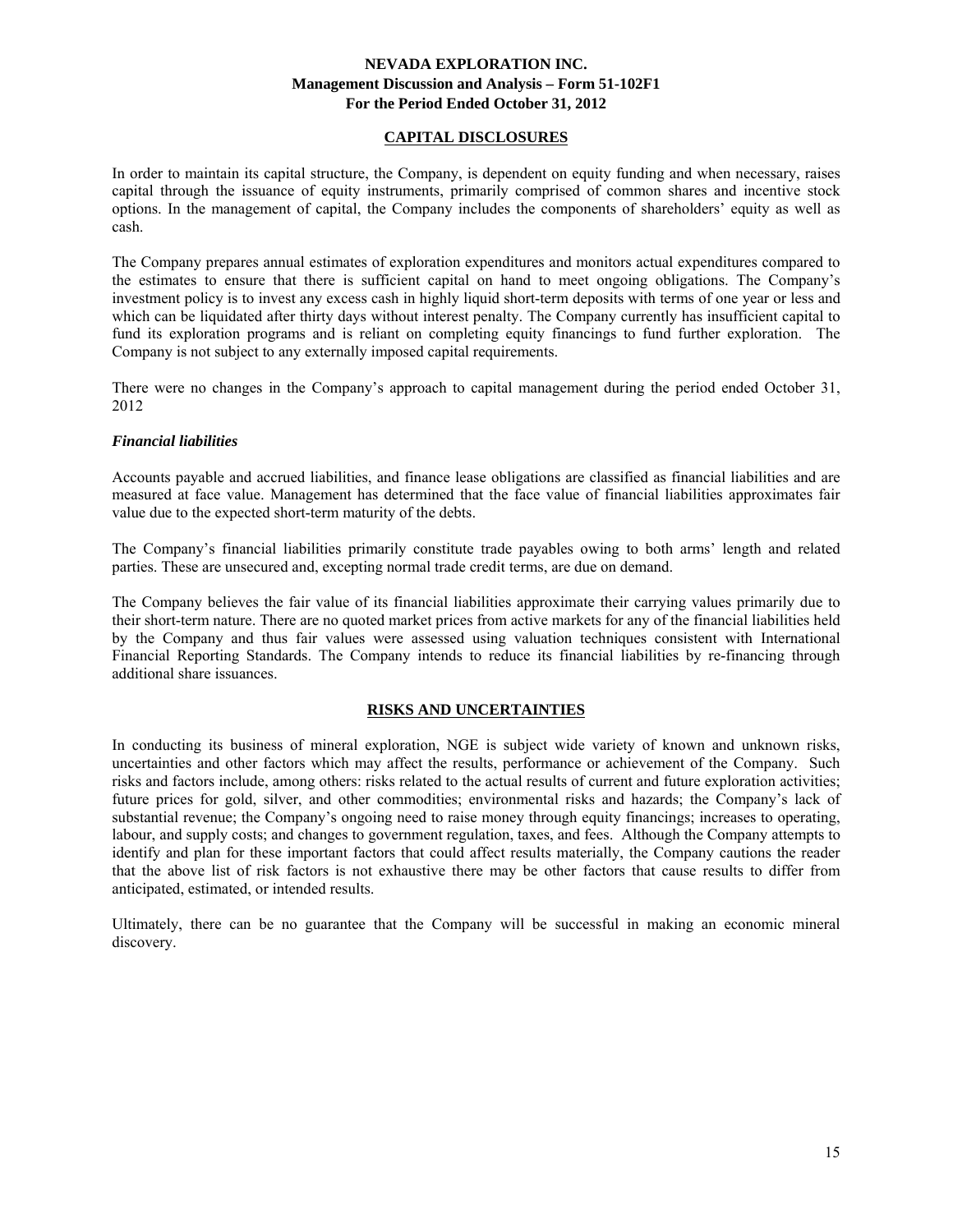## CAPITAL DISCLOSURES

In order to maintain its capital structure, the Company, is dependent on equity funding and when necessary, raises capital through the issuance of equity instruments, primarily comprised of common shares and incentive stock options. In the management of capital, the Company includes the components of shareholders' equity as well as cash.

The Company prepares annual estimates of exploration expenditures and monitors actual expenditures compared to the estimates to ensure that there is sufficient capital on hand to meet ongoing obligations. The Company's investment policy is to invest any excess cash in highly liquid short-term deposits with terms of one year or less and which can be liquidated after thirty days without interest penalty. The Company currently has insufficient capital to fund its exploration programs and is reliant on completing equity financings to fund further exploration. The Company is not subject to any externally imposed capital requirements.

There were no changes in the Company's approach to capital management during the period ended October 31, 2012

### *Financial liabilities*

Accounts payable and accrued liabilities, and finance lease obligations are classified as financial liabilities and are measured at face value. Management has determined that the face value of financial liabilities approximates fair value due to the expected short-term maturity of the debts.

The Company's financial liabilities primarily constitute trade payables owing to both arms' length and related parties. These are unsecured and, excepting normal trade credit terms, are due on demand.

The Company believes the fair value of its financial liabilities approximate their carrying values primarily due to their short-term nature. There are no quoted market prices from active markets for any of the financial liabilities held by the Company and thus fair values were assessed using valuation techniques consistent with International Financial Reporting Standards. The Company intends to reduce its financial liabilities by re-financing through additional share issuances.

## RISKS AND UNCERTAINTIES

In conducting its business of mineral exploration, NGE is subject wide variety of known and unknown risks, uncertainties and other factors which may affect the results, performance or achievement of the Company. Such risks and factors include, among others: risks related to the actual results of current and future exploration activities; future prices for gold, silver, and other commodities; environmental risks and hazards; the Company's lack of substantial revenue; the Company's ongoing need to raise money through equity financings; increases to operating, labour, and supply costs; and changes to government regulation, taxes, and fees. Although the Company attempts to identify and plan for these important factors that could affect results materially, the Company cautions the reader that the above list of risk factors is not exhaustive there may be other factors that cause results to differ from anticipated, estimated, or intended results.

Ultimately, there can be no guarantee that the Company will be successful in making an economic mineral discovery.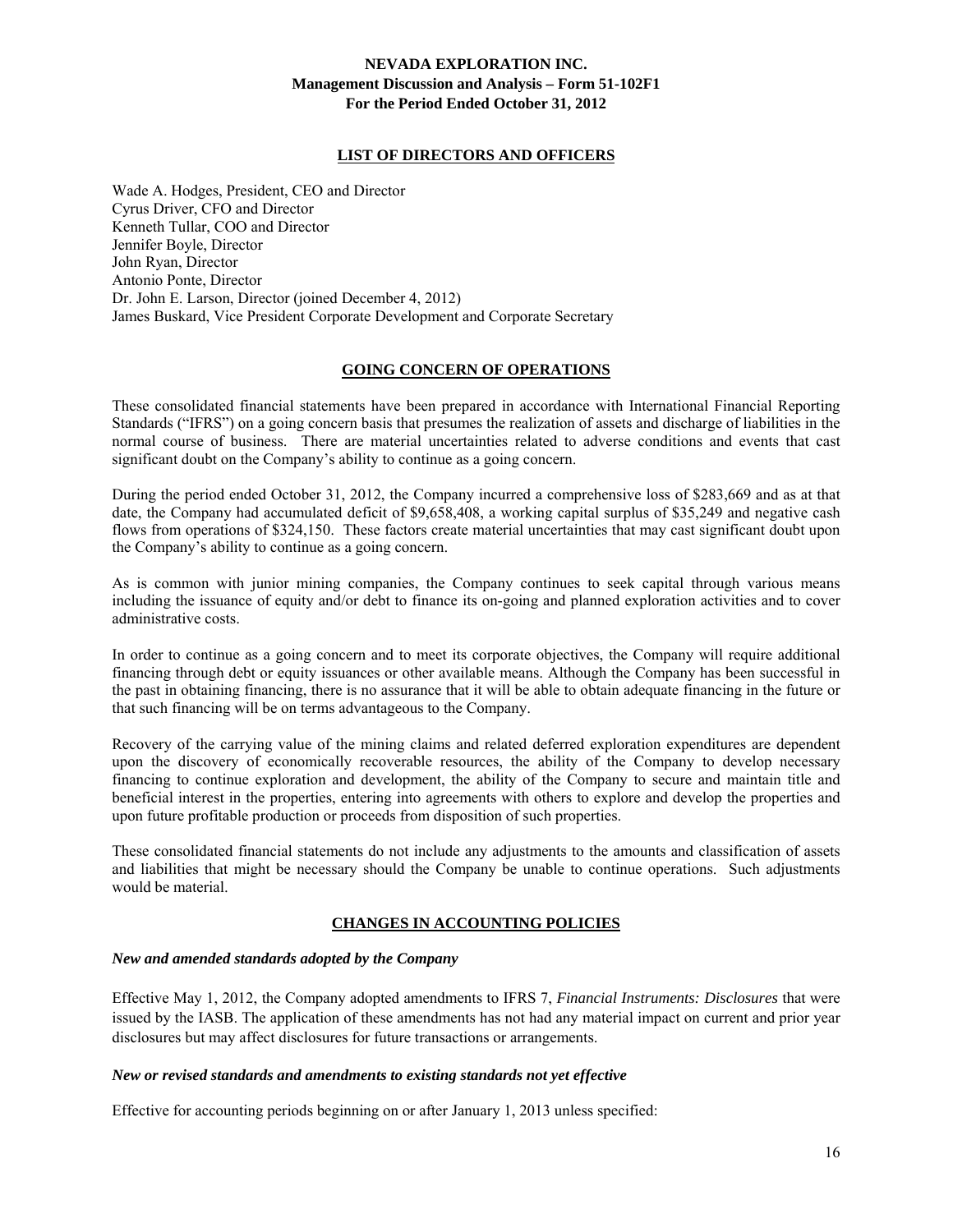## LIST OF DIRECTORS AND OFFICERS

Wade A. Hodges, President, CEO and Director
Cyrus Driver, CFO and Director
Kenneth Tullar, COO and Director
Jennifer Boyle, Director
John Ryan, Director
Antonio Ponte, Director
Dr. John E. Larson, Director (joined December 4, 2012)
James Buskard, Vice President Corporate Development and Corporate Secretary

## GOING CONCERN OF OPERATIONS

These consolidated financial statements have been prepared in accordance with International Financial Reporting Standards ("IFRS") on a going concern basis that presumes the realization of assets and discharge of liabilities in the normal course of business. There are material uncertainties related to adverse conditions and events that cast significant doubt on the Company's ability to continue as a going concern.

During the period ended October 31, 2012, the Company incurred a comprehensive loss of \$283,669 and as at that date, the Company had accumulated deficit of \$9,658,408, a working capital surplus of \$35,249 and negative cash flows from operations of \$324,150. These factors create material uncertainties that may cast significant doubt upon the Company's ability to continue as a going concern.

As is common with junior mining companies, the Company continues to seek capital through various means including the issuance of equity and/or debt to finance its on-going and planned exploration activities and to cover administrative costs.

In order to continue as a going concern and to meet its corporate objectives, the Company will require additional financing through debt or equity issuances or other available means. Although the Company has been successful in the past in obtaining financing, there is no assurance that it will be able to obtain adequate financing in the future or that such financing will be on terms advantageous to the Company.

Recovery of the carrying value of the mining claims and related deferred exploration expenditures are dependent upon the discovery of economically recoverable resources, the ability of the Company to develop necessary financing to continue exploration and development, the ability of the Company to secure and maintain title and beneficial interest in the properties, entering into agreements with others to explore and develop the properties and upon future profitable production or proceeds from disposition of such properties.

These consolidated financial statements do not include any adjustments to the amounts and classification of assets and liabilities that might be necessary should the Company be unable to continue operations. Such adjustments would be material.

## CHANGES IN ACCOUNTING POLICIES

### *New and amended standards adopted by the Company*

Effective May 1, 2012, the Company adopted amendments to IFRS 7, *Financial Instruments: Disclosures* that were issued by the IASB. The application of these amendments has not had any material impact on current and prior year disclosures but may affect disclosures for future transactions or arrangements.

### *New or revised standards and amendments to existing standards not yet effective*

Effective for accounting periods beginning on or after January 1, 2013 unless specified: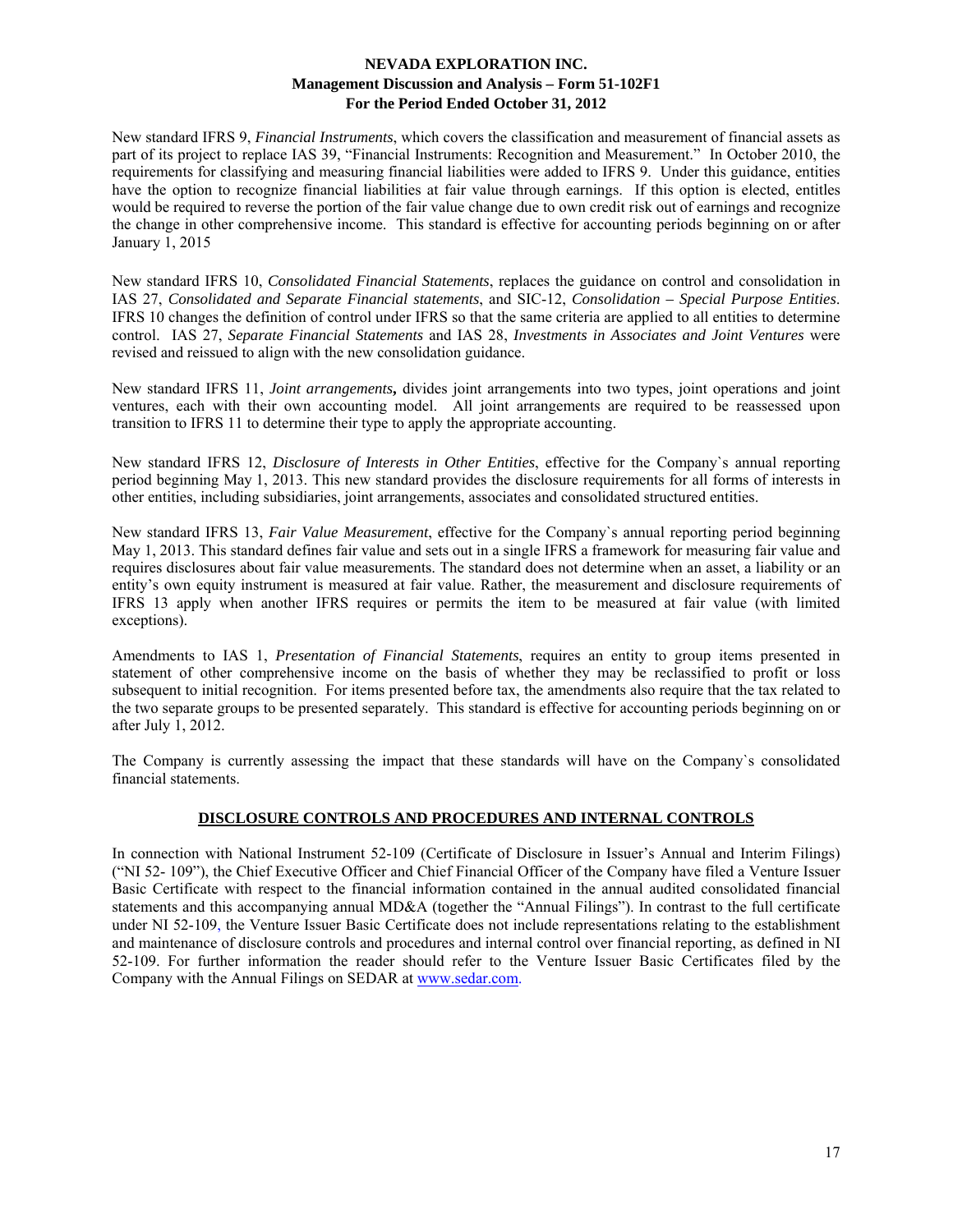New standard IFRS 9, *Financial Instruments*, which covers the classification and measurement of financial assets as part of its project to replace IAS 39, "Financial Instruments: Recognition and Measurement." In October 2010, the requirements for classifying and measuring financial liabilities were added to IFRS 9. Under this guidance, entities have the option to recognize financial liabilities at fair value through earnings. If this option is elected, entitles would be required to reverse the portion of the fair value change due to own credit risk out of earnings and recognize the change in other comprehensive income. This standard is effective for accounting periods beginning on or after January 1, 2015

New standard IFRS 10, *Consolidated Financial Statements*, replaces the guidance on control and consolidation in IAS 27, *Consolidated and Separate Financial statements*, and SIC-12, *Consolidation – Special Purpose Entities*. IFRS 10 changes the definition of control under IFRS so that the same criteria are applied to all entities to determine control. IAS 27, *Separate Financial Statements* and IAS 28, *Investments in Associates and Joint Ventures* were revised and reissued to align with the new consolidation guidance.

New standard IFRS 11, *Joint arrangements***,** divides joint arrangements into two types, joint operations and joint ventures, each with their own accounting model. All joint arrangements are required to be reassessed upon transition to IFRS 11 to determine their type to apply the appropriate accounting.

New standard IFRS 12, *Disclosure of Interests in Other Entities*, effective for the Company`s annual reporting period beginning May 1, 2013. This new standard provides the disclosure requirements for all forms of interests in other entities, including subsidiaries, joint arrangements, associates and consolidated structured entities.

New standard IFRS 13, *Fair Value Measurement*, effective for the Company`s annual reporting period beginning May 1, 2013. This standard defines fair value and sets out in a single IFRS a framework for measuring fair value and requires disclosures about fair value measurements. The standard does not determine when an asset, a liability or an entity's own equity instrument is measured at fair value. Rather, the measurement and disclosure requirements of IFRS 13 apply when another IFRS requires or permits the item to be measured at fair value (with limited exceptions).

Amendments to IAS 1, *Presentation of Financial Statements*, requires an entity to group items presented in statement of other comprehensive income on the basis of whether they may be reclassified to profit or loss subsequent to initial recognition. For items presented before tax, the amendments also require that the tax related to the two separate groups to be presented separately. This standard is effective for accounting periods beginning on or after July 1, 2012.

The Company is currently assessing the impact that these standards will have on the Company`s consolidated financial statements.

## DISCLOSURE CONTROLS AND PROCEDURES AND INTERNAL CONTROLS

In connection with National Instrument 52-109 (Certificate of Disclosure in Issuer's Annual and Interim Filings) ("NI 52- 109"), the Chief Executive Officer and Chief Financial Officer of the Company have filed a Venture Issuer Basic Certificate with respect to the financial information contained in the annual audited consolidated financial statements and this accompanying annual MD&A (together the "Annual Filings"). In contrast to the full certificate under NI 52-109, the Venture Issuer Basic Certificate does not include representations relating to the establishment and maintenance of disclosure controls and procedures and internal control over financial reporting, as defined in NI 52-109. For further information the reader should refer to the Venture Issuer Basic Certificates filed by the Company with the Annual Filings on SEDAR at www.sedar.com.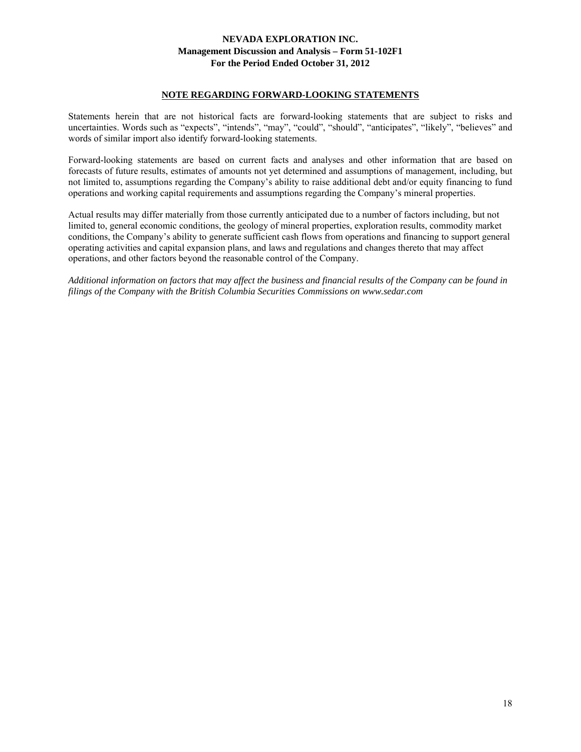## NOTE REGARDING FORWARD-LOOKING STATEMENTS

Statements herein that are not historical facts are forward-looking statements that are subject to risks and uncertainties. Words such as "expects", "intends", "may", "could", "should", "anticipates", "likely", "believes" and words of similar import also identify forward-looking statements.

Forward-looking statements are based on current facts and analyses and other information that are based on forecasts of future results, estimates of amounts not yet determined and assumptions of management, including, but not limited to, assumptions regarding the Company's ability to raise additional debt and/or equity financing to fund operations and working capital requirements and assumptions regarding the Company's mineral properties.

Actual results may differ materially from those currently anticipated due to a number of factors including, but not limited to, general economic conditions, the geology of mineral properties, exploration results, commodity market conditions, the Company's ability to generate sufficient cash flows from operations and financing to support general operating activities and capital expansion plans, and laws and regulations and changes thereto that may affect operations, and other factors beyond the reasonable control of the Company.

*Additional information on factors that may affect the business and financial results of the Company can be found in filings of the Company with the British Columbia Securities Commissions on www.sedar.com*